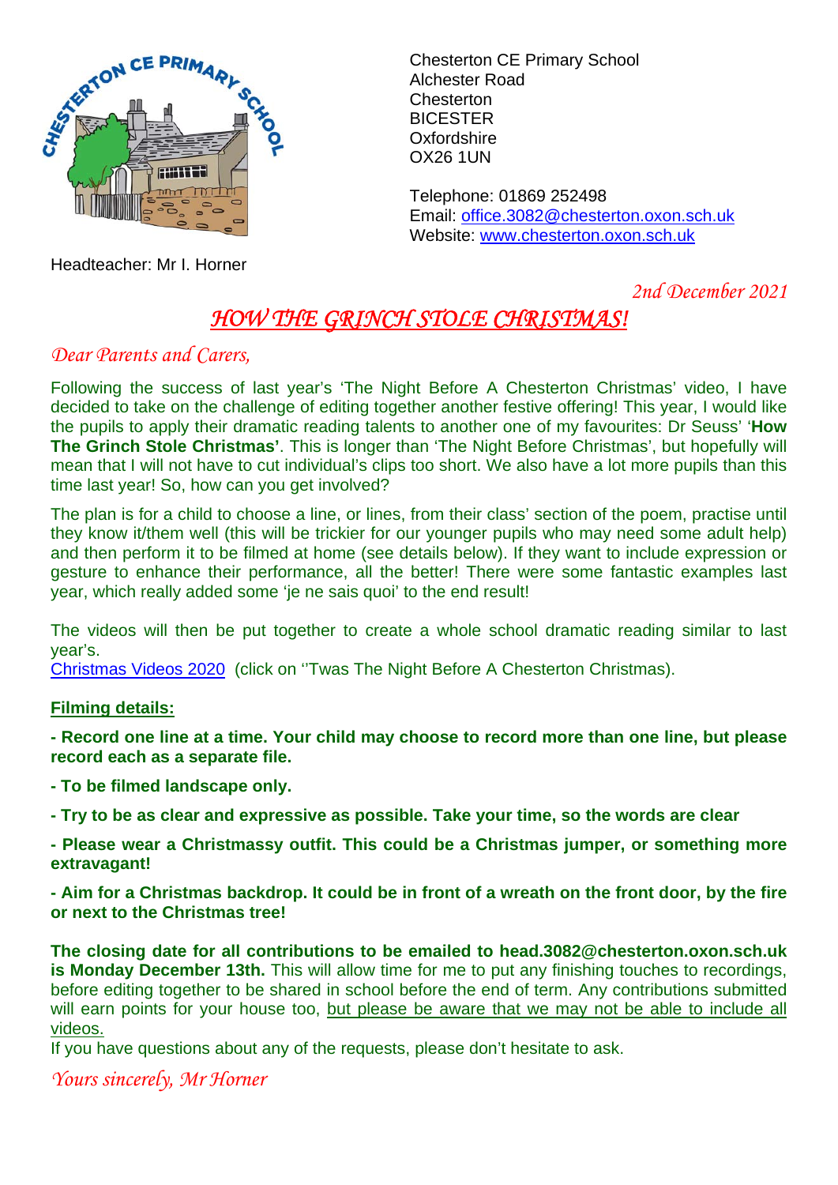Chesterton CE Primary School
Alchester Road
Chesterton
BICESTER
Oxfordshire
OX26 1UN

Telephone: 01869 252498
Email: office.3082@chesterton.oxon.sch.uk
Website: www.chesterton.oxon.sch.uk

Headteacher: Mr I. Horner

*2nd December 2021*

# *HOW THE GRINCH STOLE CHRISTMAS!*

*Dear Parents and Carers,*

Following the success of last year's 'The Night Before A Chesterton Christmas' video, I have decided to take on the challenge of editing together another festive offering! This year, I would like the pupils to apply their dramatic reading talents to another one of my favourites: Dr Seuss' '**How The Grinch Stole Christmas'**. This is longer than 'The Night Before Christmas', but hopefully will mean that I will not have to cut individual's clips too short. We also have a lot more pupils than this time last year! So, how can you get involved?

The plan is for a child to choose a line, or lines, from their class' section of the poem, practise until they know it/them well (this will be trickier for our younger pupils who may need some adult help) and then perform it to be filmed at home (see details below). If they want to include expression or gesture to enhance their performance, all the better! There were some fantastic examples last year, which really added some 'je ne sais quoi' to the end result!

The videos will then be put together to create a whole school dramatic reading similar to last year's.
Christmas Videos 2020 (click on ''Twas The Night Before A Chesterton Christmas).

**Filming details:**

**- Record one line at a time. Your child may choose to record more than one line, but please record each as a separate file.**

**- To be filmed landscape only.**

**- Try to be as clear and expressive as possible. Take your time, so the words are clear**

**- Please wear a Christmassy outfit. This could be a Christmas jumper, or something more extravagant!**

**- Aim for a Christmas backdrop. It could be in front of a wreath on the front door, by the fire or next to the Christmas tree!**

**The closing date for all contributions to be emailed to head.3082@chesterton.oxon.sch.uk is Monday December 13th.** This will allow time for me to put any finishing touches to recordings, before editing together to be shared in school before the end of term. Any contributions submitted will earn points for your house too, but please be aware that we may not be able to include all videos.

If you have questions about any of the requests, please don't hesitate to ask.

*Yours sincerely, Mr Horner*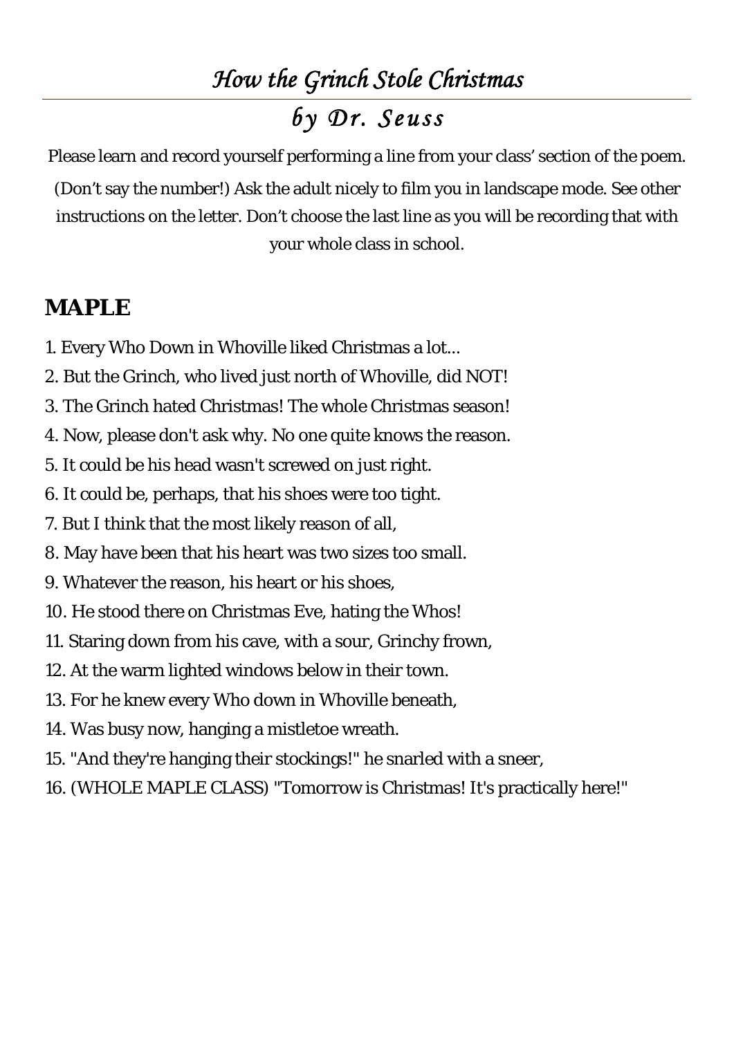# *How the Grinch Stole Christmas*

## *by Dr. Seuss*

Please learn and record yourself performing a line from your class' section of the poem. (Don't say the number!) Ask the adult nicely to film you in landscape mode. See other instructions on the letter. Don't choose the last line as you will be recording that with your whole class in school.

## MAPLE

1. Every Who Down in Whoville liked Christmas a lot...
2. But the Grinch, who lived just north of Whoville, did NOT!
3. The Grinch hated Christmas! The whole Christmas season!
4. Now, please don't ask why. No one quite knows the reason.
5. It could be his head wasn't screwed on just right.
6. It could be, perhaps, that his shoes were too tight.
7. But I think that the most likely reason of all,
8. May have been that his heart was two sizes too small.
9. Whatever the reason, his heart or his shoes,
10. He stood there on Christmas Eve, hating the Whos!
11. Staring down from his cave, with a sour, Grinchy frown,
12. At the warm lighted windows below in their town.
13. For he knew every Who down in Whoville beneath,
14. Was busy now, hanging a mistletoe wreath.
15. "And they're hanging their stockings!" he snarled with a sneer,
16. (WHOLE MAPLE CLASS) "Tomorrow is Christmas! It's practically here!"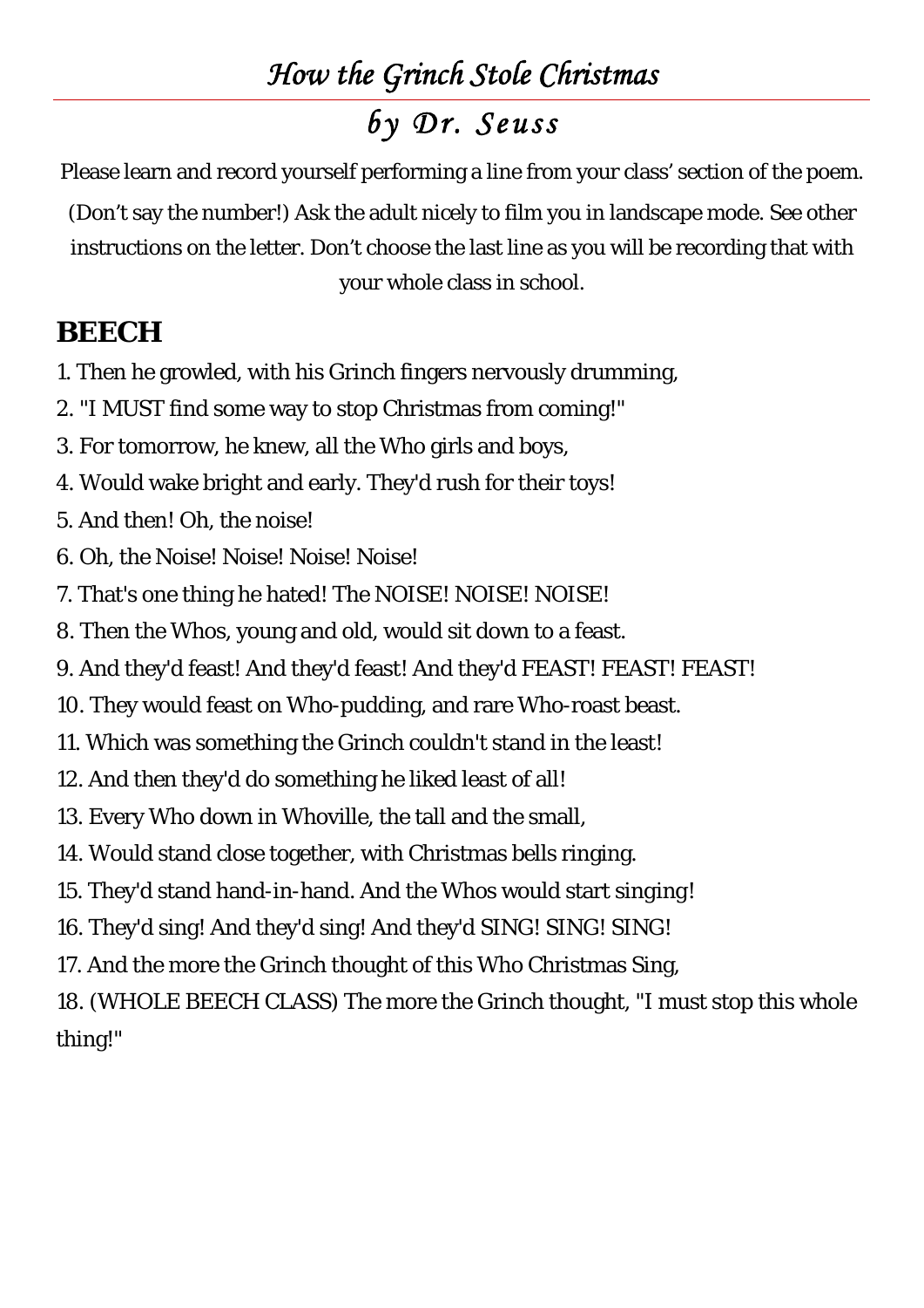# *How the Grinch Stole Christmas*

## *by Dr. Seuss*

Please learn and record yourself performing a line from your class' section of the poem. (Don't say the number!) Ask the adult nicely to film you in landscape mode. See other instructions on the letter. Don't choose the last line as you will be recording that with your whole class in school.

## BEECH

1. Then he growled, with his Grinch fingers nervously drumming,
2. "I MUST find some way to stop Christmas from coming!"
3. For tomorrow, he knew, all the Who girls and boys,
4. Would wake bright and early. They'd rush for their toys!
5. And then! Oh, the noise!
6. Oh, the Noise! Noise! Noise! Noise!
7. That's one thing he hated! The NOISE! NOISE! NOISE!
8. Then the Whos, young and old, would sit down to a feast.
9. And they'd feast! And they'd feast! And they'd FEAST! FEAST! FEAST!
10. They would feast on Who-pudding, and rare Who-roast beast.
11. Which was something the Grinch couldn't stand in the least!
12. And then they'd do something he liked least of all!
13. Every Who down in Whoville, the tall and the small,
14. Would stand close together, with Christmas bells ringing.
15. They'd stand hand-in-hand. And the Whos would start singing!
16. They'd sing! And they'd sing! And they'd SING! SING! SING!
17. And the more the Grinch thought of this Who Christmas Sing,
18. (WHOLE BEECH CLASS) The more the Grinch thought, "I must stop this whole thing!"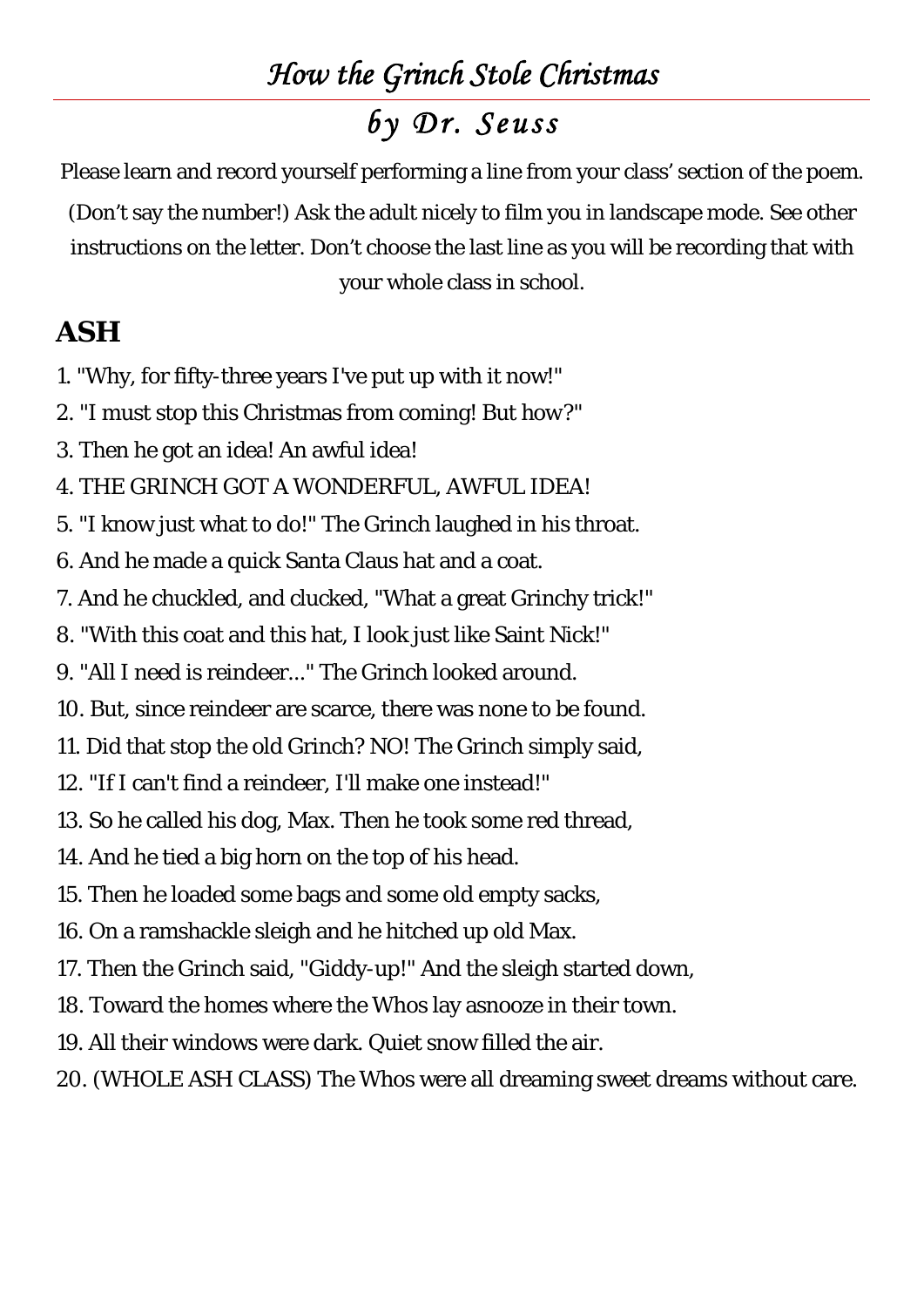# *How the Grinch Stole Christmas*

## *by Dr. Seuss*

Please learn and record yourself performing a line from your class' section of the poem. (Don't say the number!) Ask the adult nicely to film you in landscape mode. See other instructions on the letter. Don't choose the last line as you will be recording that with your whole class in school.

## ASH

1. "Why, for fifty-three years I've put up with it now!"
2. "I must stop this Christmas from coming! But how?"
3. Then he got an idea! An awful idea!
4. THE GRINCH GOT A WONDERFUL, AWFUL IDEA!
5. "I know just what to do!" The Grinch laughed in his throat.
6. And he made a quick Santa Claus hat and a coat.
7. And he chuckled, and clucked, "What a great Grinchy trick!"
8. "With this coat and this hat, I look just like Saint Nick!"
9. "All I need is reindeer..." The Grinch looked around.
10. But, since reindeer are scarce, there was none to be found.
11. Did that stop the old Grinch? NO! The Grinch simply said,
12. "If I can't find a reindeer, I'll make one instead!"
13. So he called his dog, Max. Then he took some red thread,
14. And he tied a big horn on the top of his head.
15. Then he loaded some bags and some old empty sacks,
16. On a ramshackle sleigh and he hitched up old Max.
17. Then the Grinch said, "Giddy-up!" And the sleigh started down,
18. Toward the homes where the Whos lay asnooze in their town.
19. All their windows were dark. Quiet snow filled the air.
20. (WHOLE ASH CLASS) The Whos were all dreaming sweet dreams without care.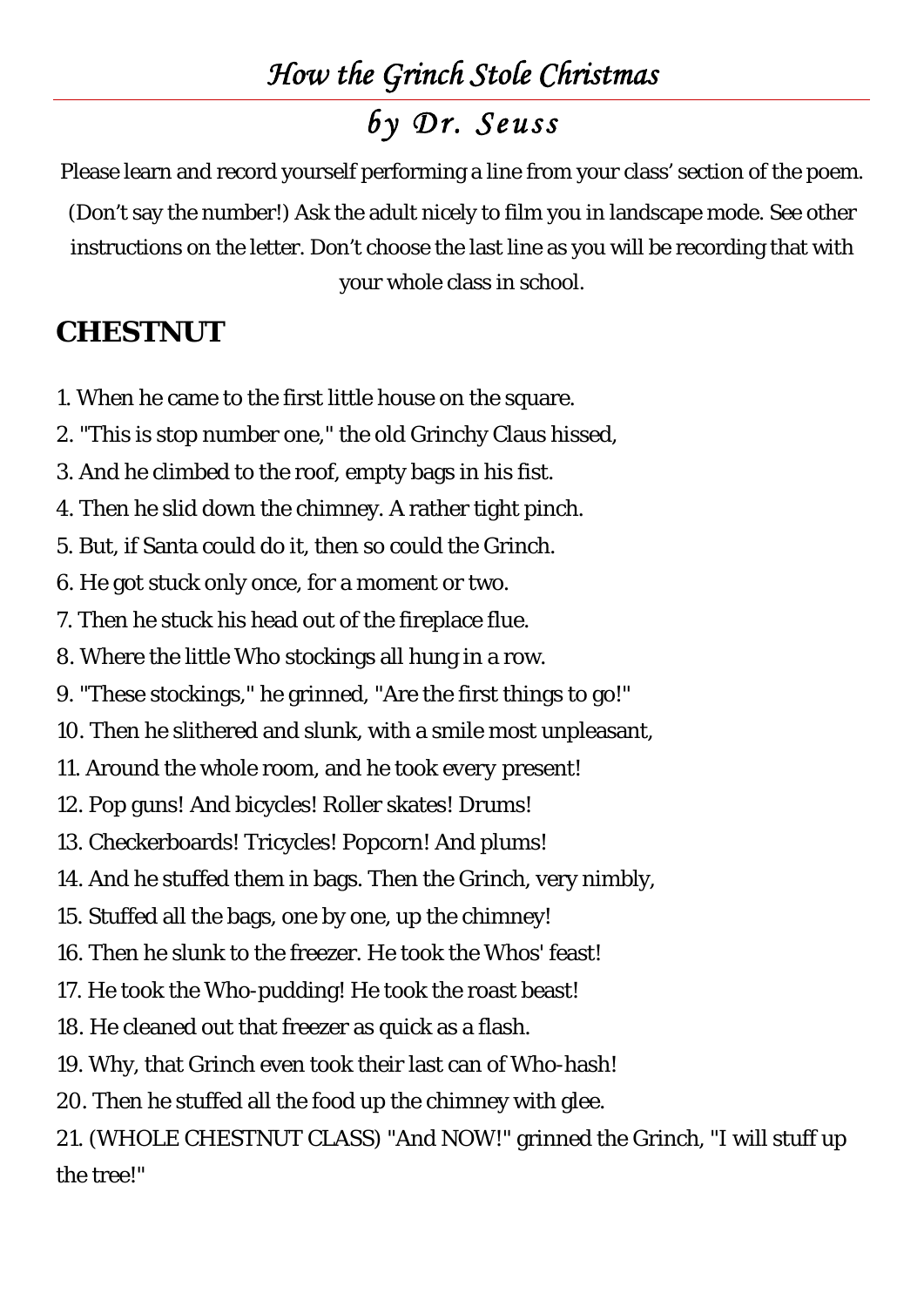# *How the Grinch Stole Christmas*

## *by Dr. Seuss*

Please learn and record yourself performing a line from your class' section of the poem. (Don't say the number!) Ask the adult nicely to film you in landscape mode. See other instructions on the letter. Don't choose the last line as you will be recording that with your whole class in school.

## CHESTNUT

1. When he came to the first little house on the square.
2. "This is stop number one," the old Grinchy Claus hissed,
3. And he climbed to the roof, empty bags in his fist.
4. Then he slid down the chimney. A rather tight pinch.
5. But, if Santa could do it, then so could the Grinch.
6. He got stuck only once, for a moment or two.
7. Then he stuck his head out of the fireplace flue.
8. Where the little Who stockings all hung in a row.
9. "These stockings," he grinned, "Are the first things to go!"
10. Then he slithered and slunk, with a smile most unpleasant,
11. Around the whole room, and he took every present!
12. Pop guns! And bicycles! Roller skates! Drums!
13. Checkerboards! Tricycles! Popcorn! And plums!
14. And he stuffed them in bags. Then the Grinch, very nimbly,
15. Stuffed all the bags, one by one, up the chimney!
16. Then he slunk to the freezer. He took the Whos' feast!
17. He took the Who-pudding! He took the roast beast!
18. He cleaned out that freezer as quick as a flash.
19. Why, that Grinch even took their last can of Who-hash!
20. Then he stuffed all the food up the chimney with glee.
21. (WHOLE CHESTNUT CLASS) "And NOW!" grinned the Grinch, "I will stuff up the tree!"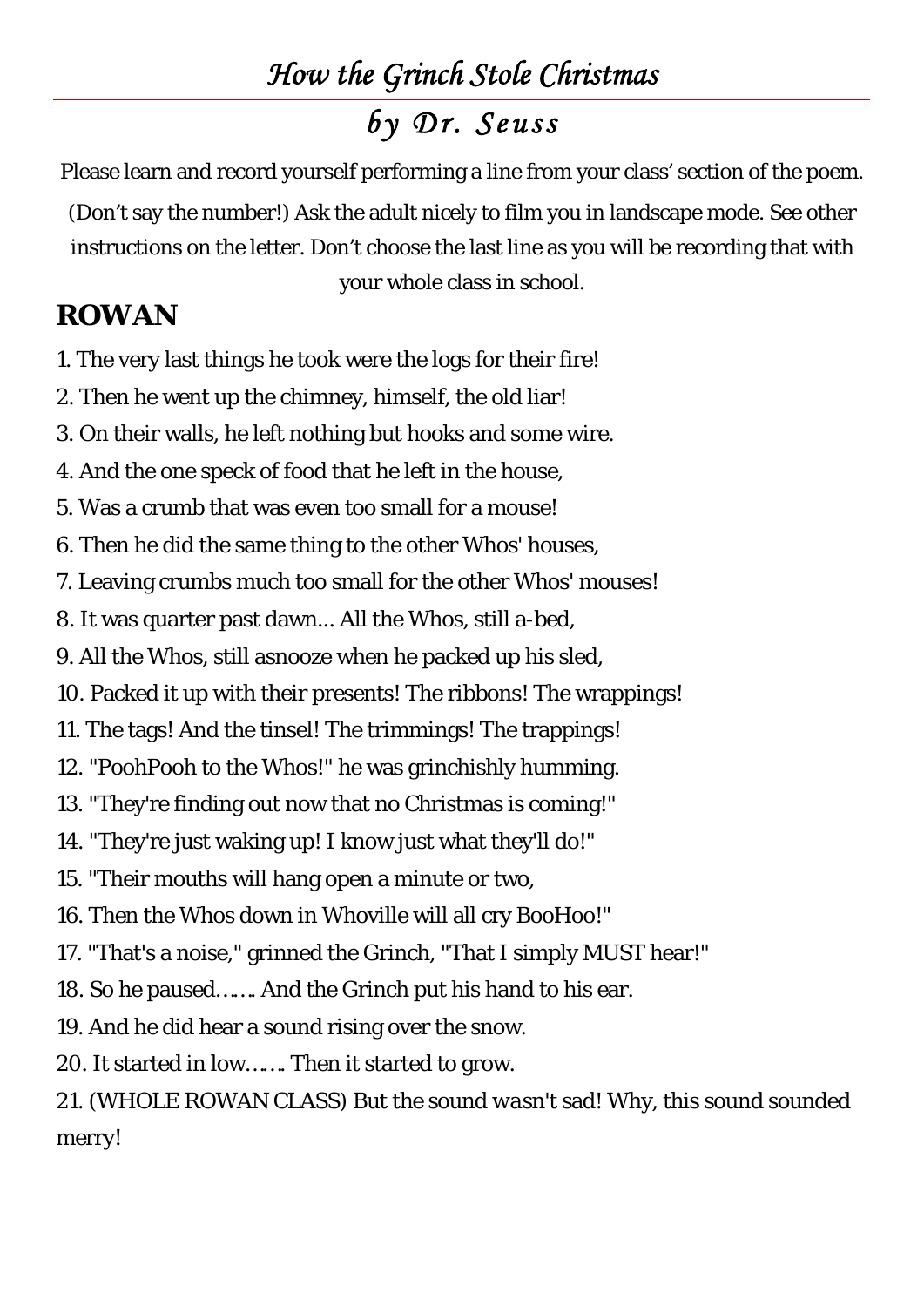# *How the Grinch Stole Christmas*

## *by Dr. Seuss*

Please learn and record yourself performing a line from your class' section of the poem. (Don't say the number!) Ask the adult nicely to film you in landscape mode. See other instructions on the letter. Don't choose the last line as you will be recording that with your whole class in school.

## ROWAN

1. The very last things he took were the logs for their fire!
2. Then he went up the chimney, himself, the old liar!
3. On their walls, he left nothing but hooks and some wire.
4. And the one speck of food that he left in the house,
5. Was a crumb that was even too small for a mouse!
6. Then he did the same thing to the other Whos' houses,
7. Leaving crumbs much too small for the other Whos' mouses!
8. It was quarter past dawn... All the Whos, still a-bed,
9. All the Whos, still asnooze when he packed up his sled,
10. Packed it up with their presents! The ribbons! The wrappings!
11. The tags! And the tinsel! The trimmings! The trappings!
12. "PoohPooh to the Whos!" he was grinchishly humming.
13. "They're finding out now that no Christmas is coming!"
14. "They're just waking up! I know just what they'll do!"
15. "Their mouths will hang open a minute or two,
16. Then the Whos down in Whoville will all cry BooHoo!"
17. "That's a noise," grinned the Grinch, "That I simply MUST hear!"
18. So he paused……. And the Grinch put his hand to his ear.
19. And he did hear a sound rising over the snow.
20. It started in low……. Then it started to grow.
21. (WHOLE ROWAN CLASS) But the sound *wasn't* sad! Why, this sound sounded merry!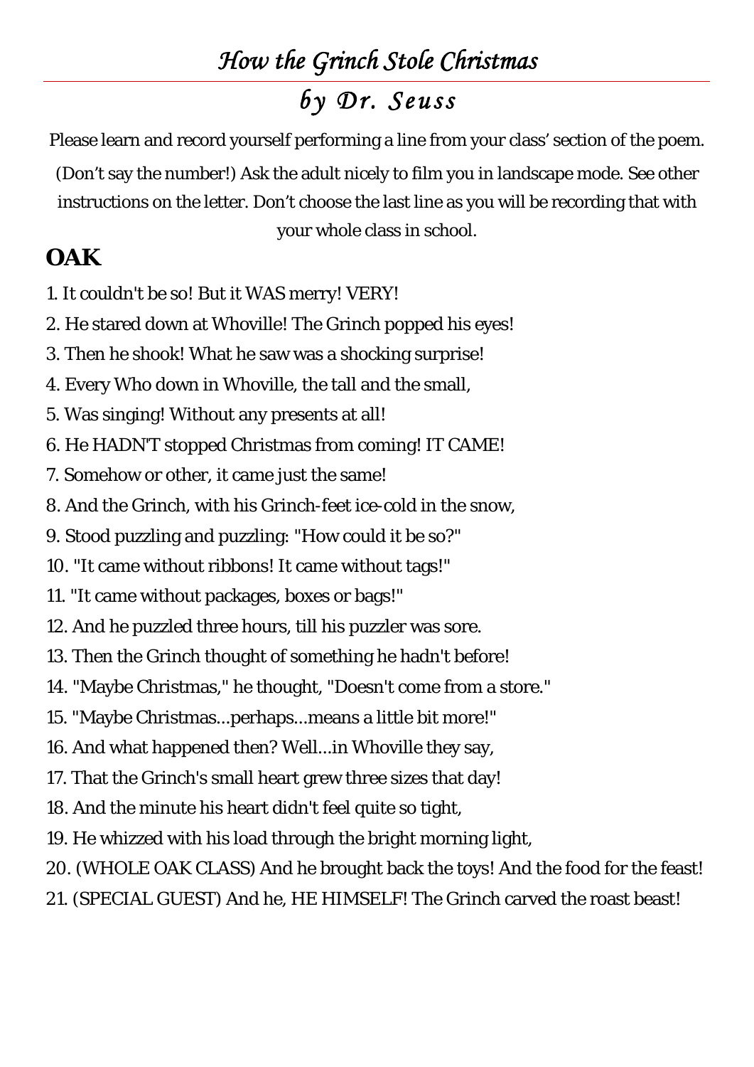# *How the Grinch Stole Christmas*

## *by Dr. Seuss*

Please learn and record yourself performing a line from your class' section of the poem. (Don't say the number!) Ask the adult nicely to film you in landscape mode. See other instructions on the letter. Don't choose the last line as you will be recording that with your whole class in school.

## OAK

1. It couldn't be so! But it WAS merry! VERY!
2. He stared down at Whoville! The Grinch popped his eyes!
3. Then he shook! What he saw was a shocking surprise!
4. Every Who down in Whoville, the tall and the small,
5. Was singing! Without any presents at all!
6. He HADN'T stopped Christmas from coming! IT CAME!
7. Somehow or other, it came just the same!
8. And the Grinch, with his Grinch-feet ice-cold in the snow,
9. Stood puzzling and puzzling: "How could it be so?"
10. "It came without ribbons! It came without tags!"
11. "It came without packages, boxes or bags!"
12. And he puzzled three hours, till his puzzler was sore.
13. Then the Grinch thought of something he hadn't before!
14. "Maybe Christmas," he thought, "Doesn't come from a store."
15. "Maybe Christmas...perhaps...means a little bit more!"
16. And what happened then? Well...in Whoville they say,
17. That the Grinch's small heart grew three sizes that day!
18. And the minute his heart didn't feel quite so tight,
19. He whizzed with his load through the bright morning light,
20. (WHOLE OAK CLASS) And he brought back the toys! And the food for the feast!
21. (SPECIAL GUEST) And he, HE HIMSELF! The Grinch carved the roast beast!